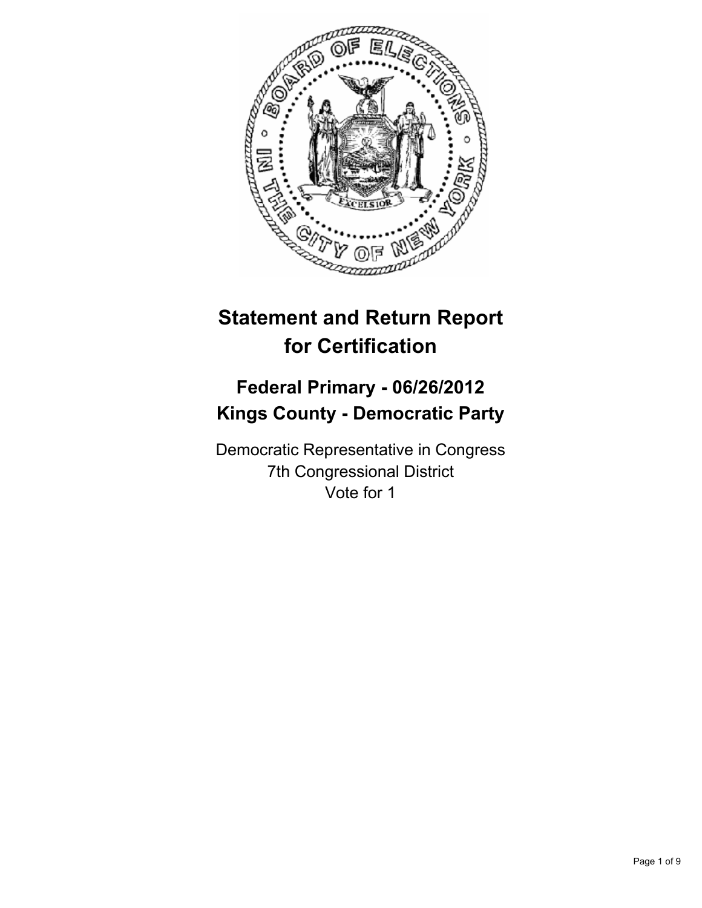# Statement and Return Report for Certification

## Federal Primary - 06/26/2012
## Kings County - Democratic Party

Democratic Representative in Congress
7th Congressional District
Vote for 1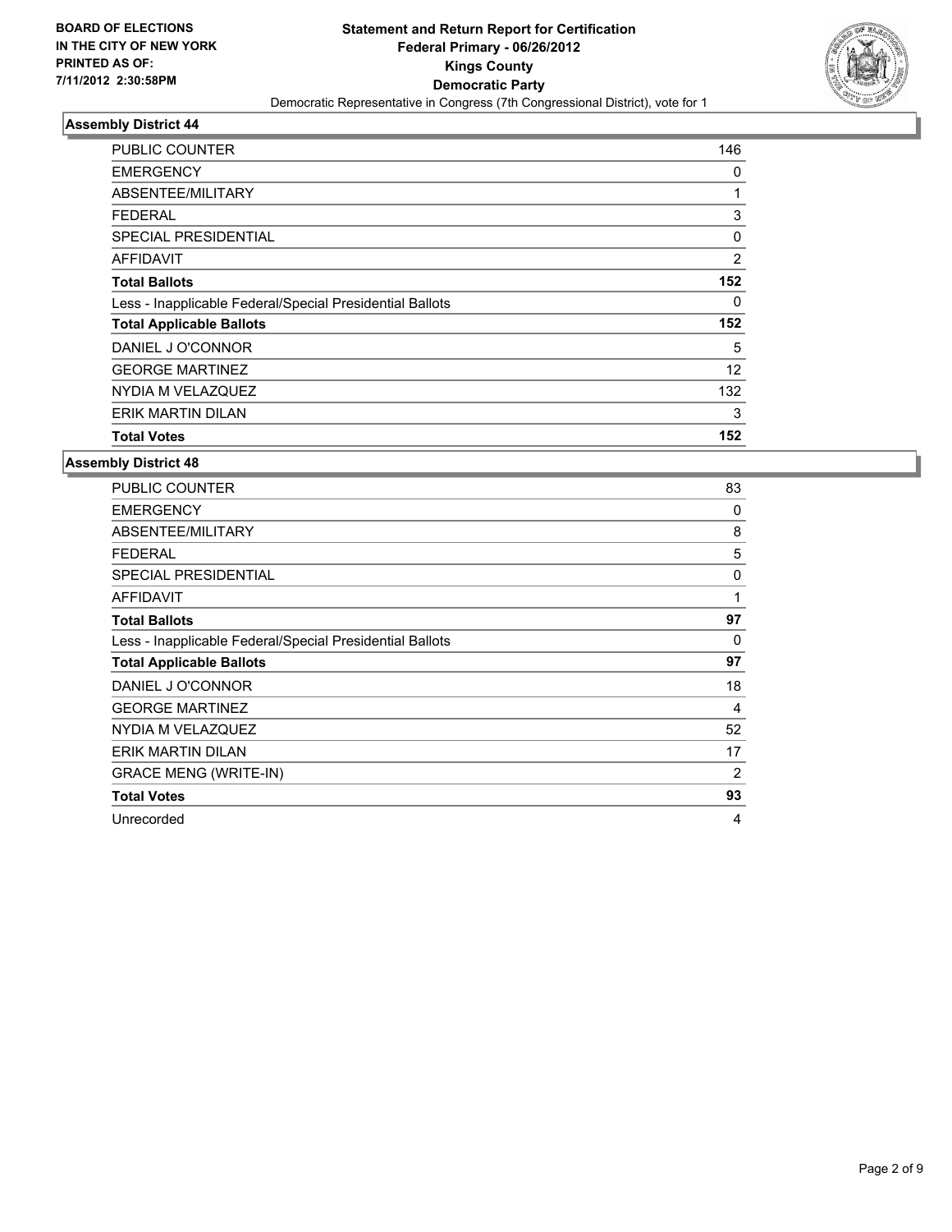**BOARD OF ELECTIONS IN THE CITY OF NEW YORK PRINTED AS OF: 7/11/2012 2:30:58PM**

# Statement and Return Report for Certification
## Federal Primary - 06/26/2012
## Kings County
## Democratic Party
Democratic Representative in Congress (7th Congressional District), vote for 1

### Assembly District 44

| | |
|---|---|
| PUBLIC COUNTER | 146 |
| EMERGENCY | 0 |
| ABSENTEE/MILITARY | 1 |
| FEDERAL | 3 |
| SPECIAL PRESIDENTIAL | 0 |
| AFFIDAVIT | 2 |
| **Total Ballots** | **152** |
| Less - Inapplicable Federal/Special Presidential Ballots | 0 |
| **Total Applicable Ballots** | **152** |
| DANIEL J O'CONNOR | 5 |
| GEORGE MARTINEZ | 12 |
| NYDIA M VELAZQUEZ | 132 |
| ERIK MARTIN DILAN | 3 |
| **Total Votes** | **152** |

### Assembly District 48

| | |
|---|---|
| PUBLIC COUNTER | 83 |
| EMERGENCY | 0 |
| ABSENTEE/MILITARY | 8 |
| FEDERAL | 5 |
| SPECIAL PRESIDENTIAL | 0 |
| AFFIDAVIT | 1 |
| **Total Ballots** | **97** |
| Less - Inapplicable Federal/Special Presidential Ballots | 0 |
| **Total Applicable Ballots** | **97** |
| DANIEL J O'CONNOR | 18 |
| GEORGE MARTINEZ | 4 |
| NYDIA M VELAZQUEZ | 52 |
| ERIK MARTIN DILAN | 17 |
| GRACE MENG (WRITE-IN) | 2 |
| **Total Votes** | **93** |
| Unrecorded | 4 |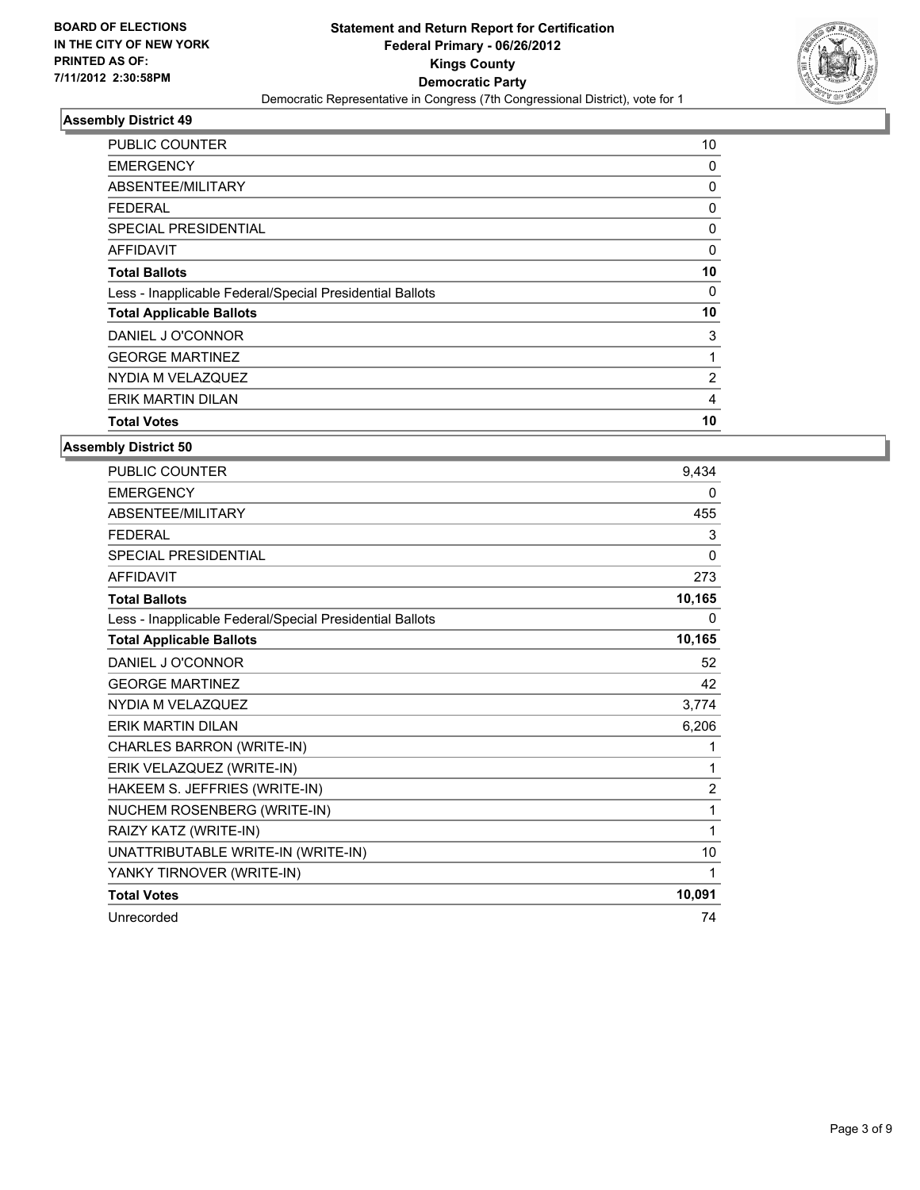BOARD OF ELECTIONS
IN THE CITY OF NEW YORK
PRINTED AS OF:
7/11/2012 2:30:58PM

**Statement and Return Report for Certification**
**Federal Primary - 06/26/2012**
**Kings County**
**Democratic Party**
Democratic Representative in Congress (7th Congressional District), vote for 1

### Assembly District 49

| | |
|---|---|
| PUBLIC COUNTER | 10 |
| EMERGENCY | 0 |
| ABSENTEE/MILITARY | 0 |
| FEDERAL | 0 |
| SPECIAL PRESIDENTIAL | 0 |
| AFFIDAVIT | 0 |
| **Total Ballots** | **10** |
| Less - Inapplicable Federal/Special Presidential Ballots | 0 |
| **Total Applicable Ballots** | **10** |
| DANIEL J O'CONNOR | 3 |
| GEORGE MARTINEZ | 1 |
| NYDIA M VELAZQUEZ | 2 |
| ERIK MARTIN DILAN | 4 |
| **Total Votes** | **10** |

### Assembly District 50

| | |
|---|---|
| PUBLIC COUNTER | 9,434 |
| EMERGENCY | 0 |
| ABSENTEE/MILITARY | 455 |
| FEDERAL | 3 |
| SPECIAL PRESIDENTIAL | 0 |
| AFFIDAVIT | 273 |
| **Total Ballots** | **10,165** |
| Less - Inapplicable Federal/Special Presidential Ballots | 0 |
| **Total Applicable Ballots** | **10,165** |
| DANIEL J O'CONNOR | 52 |
| GEORGE MARTINEZ | 42 |
| NYDIA M VELAZQUEZ | 3,774 |
| ERIK MARTIN DILAN | 6,206 |
| CHARLES BARRON (WRITE-IN) | 1 |
| ERIK VELAZQUEZ (WRITE-IN) | 1 |
| HAKEEM S. JEFFRIES (WRITE-IN) | 2 |
| NUCHEM ROSENBERG (WRITE-IN) | 1 |
| RAIZY KATZ (WRITE-IN) | 1 |
| UNATTRIBUTABLE WRITE-IN (WRITE-IN) | 10 |
| YANKY TIRNOVER (WRITE-IN) | 1 |
| **Total Votes** | **10,091** |
| Unrecorded | 74 |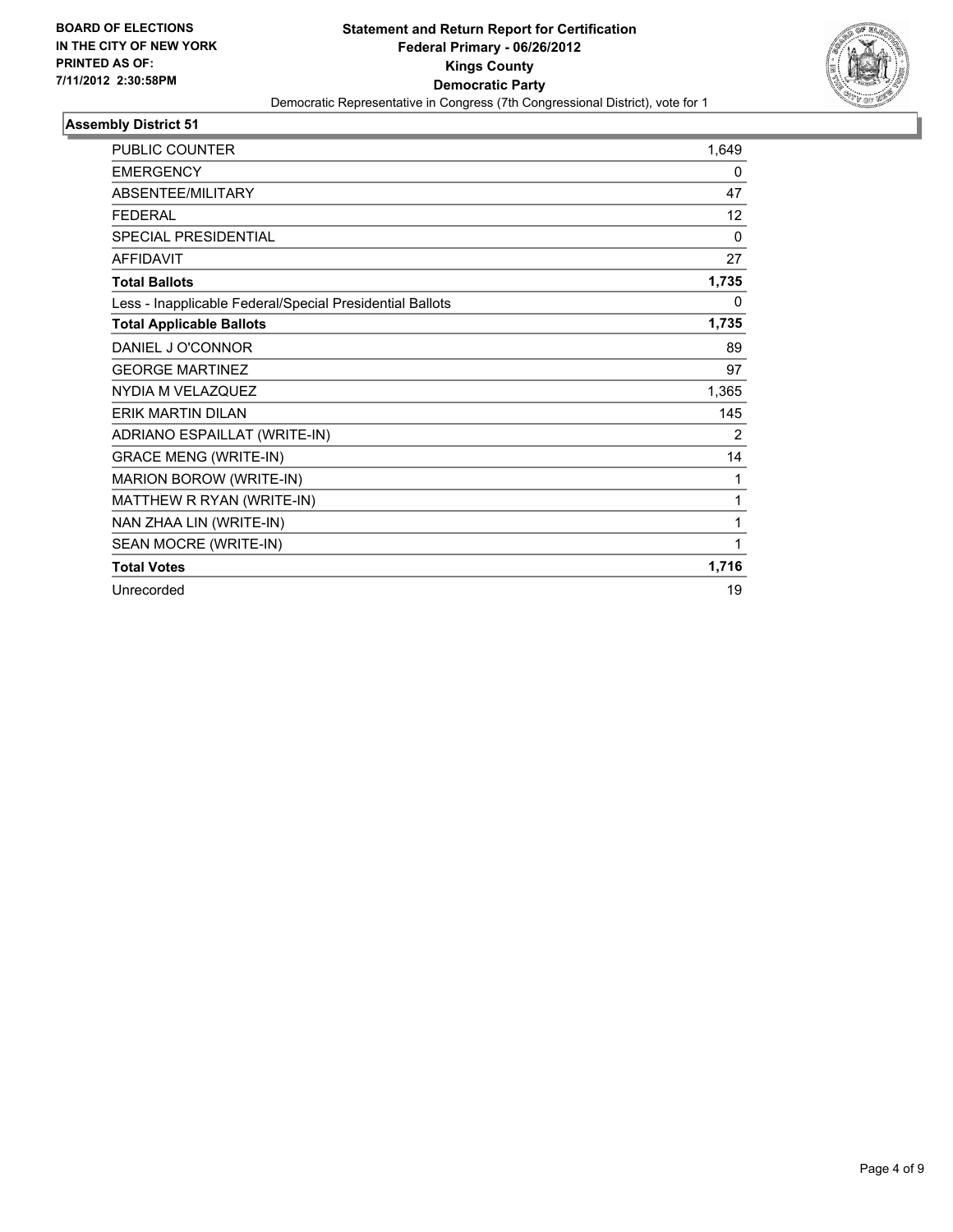**BOARD OF ELECTIONS**
**IN THE CITY OF NEW YORK**
**PRINTED AS OF:**
**7/11/2012 2:30:58PM**

# Statement and Return Report for Certification
## Federal Primary - 06/26/2012
## Kings County
## Democratic Party

Democratic Representative in Congress (7th Congressional District), vote for 1

### Assembly District 51

| | |
|---|---|
| PUBLIC COUNTER | 1,649 |
| EMERGENCY | 0 |
| ABSENTEE/MILITARY | 47 |
| FEDERAL | 12 |
| SPECIAL PRESIDENTIAL | 0 |
| AFFIDAVIT | 27 |
| **Total Ballots** | **1,735** |
| Less - Inapplicable Federal/Special Presidential Ballots | 0 |
| **Total Applicable Ballots** | **1,735** |
| DANIEL J O'CONNOR | 89 |
| GEORGE MARTINEZ | 97 |
| NYDIA M VELAZQUEZ | 1,365 |
| ERIK MARTIN DILAN | 145 |
| ADRIANO ESPAILLAT (WRITE-IN) | 2 |
| GRACE MENG (WRITE-IN) | 14 |
| MARION BOROW (WRITE-IN) | 1 |
| MATTHEW R RYAN (WRITE-IN) | 1 |
| NAN ZHAA LIN (WRITE-IN) | 1 |
| SEAN MOCRE (WRITE-IN) | 1 |
| **Total Votes** | **1,716** |
| Unrecorded | 19 |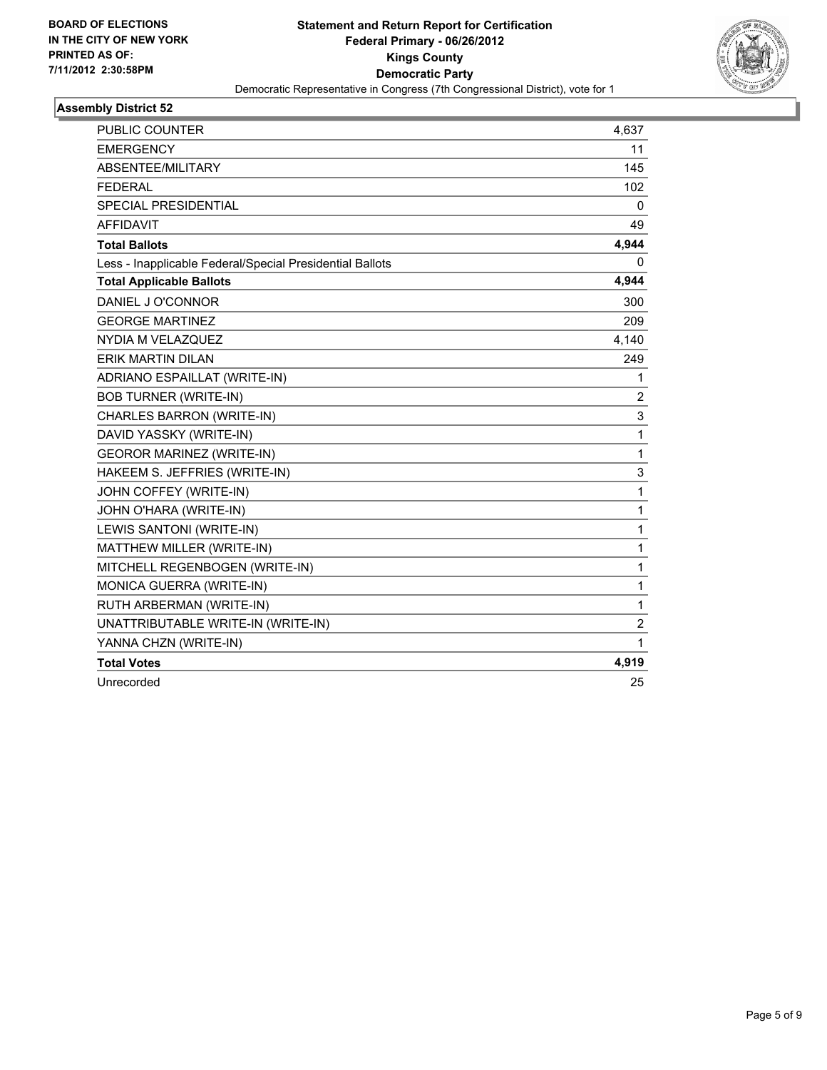BOARD OF ELECTIONS
IN THE CITY OF NEW YORK
PRINTED AS OF:
7/11/2012 2:30:58PM

**Statement and Return Report for Certification**
**Federal Primary - 06/26/2012**
**Kings County**
**Democratic Party**
Democratic Representative in Congress (7th Congressional District), vote for 1

### Assembly District 52

| | |
|---|---|
| PUBLIC COUNTER | 4,637 |
| EMERGENCY | 11 |
| ABSENTEE/MILITARY | 145 |
| FEDERAL | 102 |
| SPECIAL PRESIDENTIAL | 0 |
| AFFIDAVIT | 49 |
| **Total Ballots** | **4,944** |
| Less - Inapplicable Federal/Special Presidential Ballots | 0 |
| **Total Applicable Ballots** | **4,944** |
| DANIEL J O'CONNOR | 300 |
| GEORGE MARTINEZ | 209 |
| NYDIA M VELAZQUEZ | 4,140 |
| ERIK MARTIN DILAN | 249 |
| ADRIANO ESPAILLAT (WRITE-IN) | 1 |
| BOB TURNER (WRITE-IN) | 2 |
| CHARLES BARRON (WRITE-IN) | 3 |
| DAVID YASSKY (WRITE-IN) | 1 |
| GEOROR MARINEZ (WRITE-IN) | 1 |
| HAKEEM S. JEFFRIES (WRITE-IN) | 3 |
| JOHN COFFEY (WRITE-IN) | 1 |
| JOHN O'HARA (WRITE-IN) | 1 |
| LEWIS SANTONI (WRITE-IN) | 1 |
| MATTHEW MILLER (WRITE-IN) | 1 |
| MITCHELL REGENBOGEN (WRITE-IN) | 1 |
| MONICA GUERRA (WRITE-IN) | 1 |
| RUTH ARBERMAN (WRITE-IN) | 1 |
| UNATTRIBUTABLE WRITE-IN (WRITE-IN) | 2 |
| YANNA CHZN (WRITE-IN) | 1 |
| **Total Votes** | **4,919** |
| Unrecorded | 25 |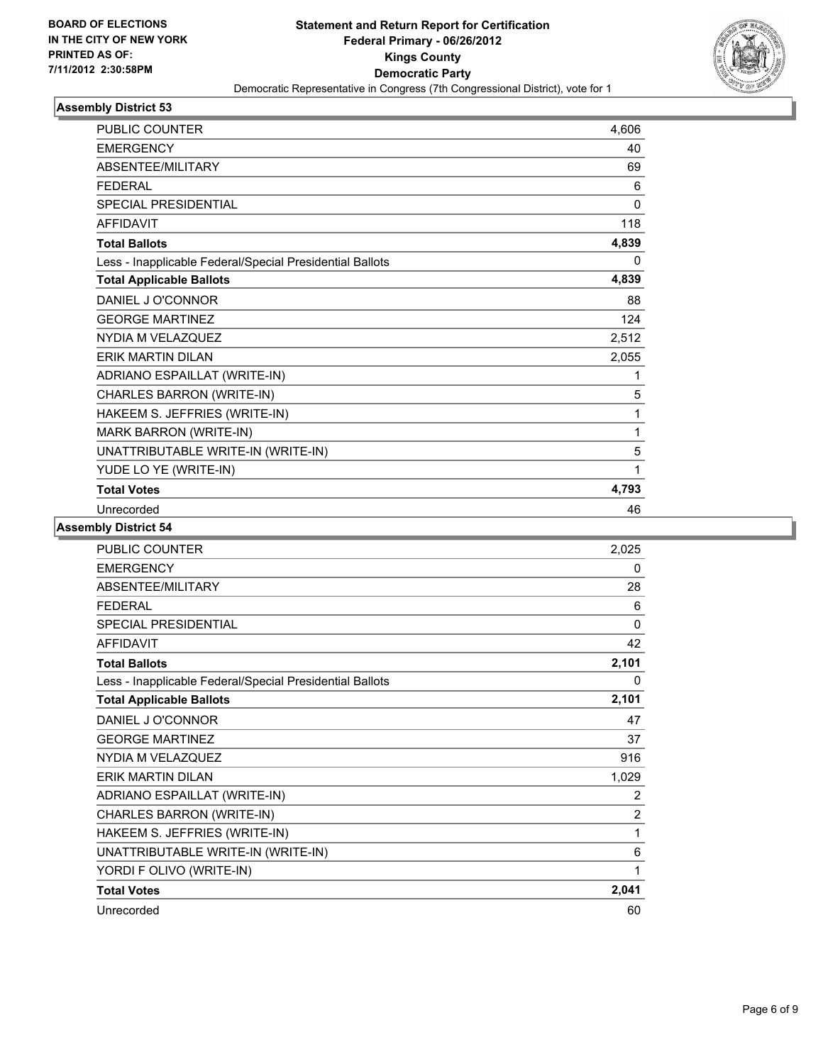BOARD OF ELECTIONS
IN THE CITY OF NEW YORK
PRINTED AS OF:
7/11/2012 2:30:58PM

**Statement and Return Report for Certification**
**Federal Primary - 06/26/2012**
**Kings County**
**Democratic Party**
Democratic Representative in Congress (7th Congressional District), vote for 1

### Assembly District 53

| | |
|---|---|
| PUBLIC COUNTER | 4,606 |
| EMERGENCY | 40 |
| ABSENTEE/MILITARY | 69 |
| FEDERAL | 6 |
| SPECIAL PRESIDENTIAL | 0 |
| AFFIDAVIT | 118 |
| **Total Ballots** | **4,839** |
| Less - Inapplicable Federal/Special Presidential Ballots | 0 |
| **Total Applicable Ballots** | **4,839** |
| DANIEL J O'CONNOR | 88 |
| GEORGE MARTINEZ | 124 |
| NYDIA M VELAZQUEZ | 2,512 |
| ERIK MARTIN DILAN | 2,055 |
| ADRIANO ESPAILLAT (WRITE-IN) | 1 |
| CHARLES BARRON (WRITE-IN) | 5 |
| HAKEEM S. JEFFRIES (WRITE-IN) | 1 |
| MARK BARRON (WRITE-IN) | 1 |
| UNATTRIBUTABLE WRITE-IN (WRITE-IN) | 5 |
| YUDE LO YE (WRITE-IN) | 1 |
| **Total Votes** | **4,793** |
| Unrecorded | 46 |

### Assembly District 54

| | |
|---|---|
| PUBLIC COUNTER | 2,025 |
| EMERGENCY | 0 |
| ABSENTEE/MILITARY | 28 |
| FEDERAL | 6 |
| SPECIAL PRESIDENTIAL | 0 |
| AFFIDAVIT | 42 |
| **Total Ballots** | **2,101** |
| Less - Inapplicable Federal/Special Presidential Ballots | 0 |
| **Total Applicable Ballots** | **2,101** |
| DANIEL J O'CONNOR | 47 |
| GEORGE MARTINEZ | 37 |
| NYDIA M VELAZQUEZ | 916 |
| ERIK MARTIN DILAN | 1,029 |
| ADRIANO ESPAILLAT (WRITE-IN) | 2 |
| CHARLES BARRON (WRITE-IN) | 2 |
| HAKEEM S. JEFFRIES (WRITE-IN) | 1 |
| UNATTRIBUTABLE WRITE-IN (WRITE-IN) | 6 |
| YORDI F OLIVO (WRITE-IN) | 1 |
| **Total Votes** | **2,041** |
| Unrecorded | 60 |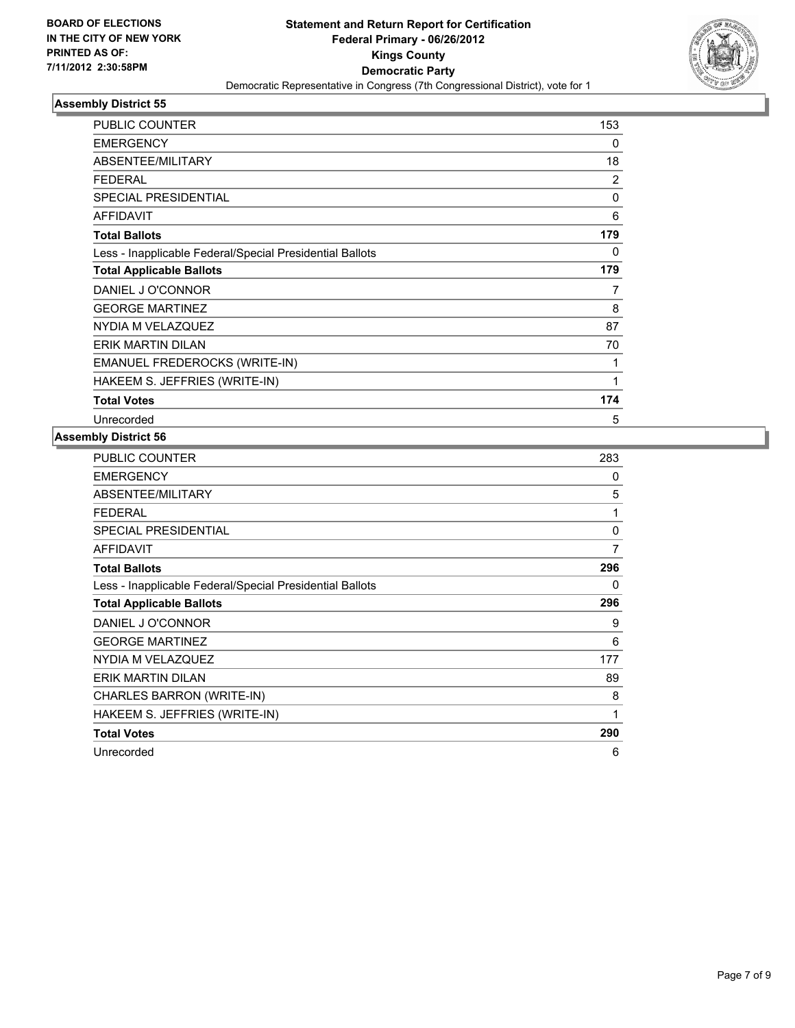**BOARD OF ELECTIONS IN THE CITY OF NEW YORK PRINTED AS OF: 7/11/2012 2:30:58PM**

**Statement and Return Report for Certification**
**Federal Primary - 06/26/2012**
**Kings County**
**Democratic Party**
Democratic Representative in Congress (7th Congressional District), vote for 1

### Assembly District 55

| | |
|---|---|
| PUBLIC COUNTER | 153 |
| EMERGENCY | 0 |
| ABSENTEE/MILITARY | 18 |
| FEDERAL | 2 |
| SPECIAL PRESIDENTIAL | 0 |
| AFFIDAVIT | 6 |
| **Total Ballots** | **179** |
| Less - Inapplicable Federal/Special Presidential Ballots | 0 |
| **Total Applicable Ballots** | **179** |
| DANIEL J O'CONNOR | 7 |
| GEORGE MARTINEZ | 8 |
| NYDIA M VELAZQUEZ | 87 |
| ERIK MARTIN DILAN | 70 |
| EMANUEL FREDEROCKS (WRITE-IN) | 1 |
| HAKEEM S. JEFFRIES (WRITE-IN) | 1 |
| **Total Votes** | **174** |
| Unrecorded | 5 |

### Assembly District 56

| | |
|---|---|
| PUBLIC COUNTER | 283 |
| EMERGENCY | 0 |
| ABSENTEE/MILITARY | 5 |
| FEDERAL | 1 |
| SPECIAL PRESIDENTIAL | 0 |
| AFFIDAVIT | 7 |
| **Total Ballots** | **296** |
| Less - Inapplicable Federal/Special Presidential Ballots | 0 |
| **Total Applicable Ballots** | **296** |
| DANIEL J O'CONNOR | 9 |
| GEORGE MARTINEZ | 6 |
| NYDIA M VELAZQUEZ | 177 |
| ERIK MARTIN DILAN | 89 |
| CHARLES BARRON (WRITE-IN) | 8 |
| HAKEEM S. JEFFRIES (WRITE-IN) | 1 |
| **Total Votes** | **290** |
| Unrecorded | 6 |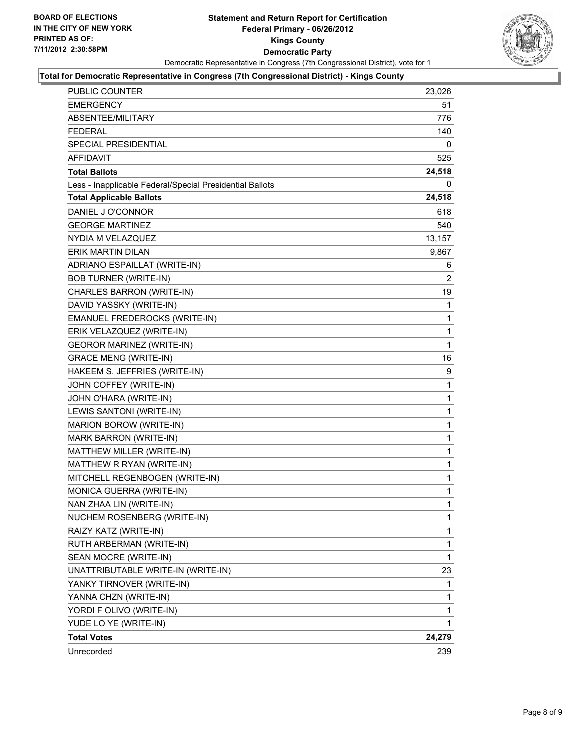**BOARD OF ELECTIONS IN THE CITY OF NEW YORK PRINTED AS OF: 7/11/2012 2:30:58PM**

# Statement and Return Report for Certification
## Federal Primary - 06/26/2012
## Kings County
## Democratic Party

Democratic Representative in Congress (7th Congressional District), vote for 1

### Total for Democratic Representative in Congress (7th Congressional District) - Kings County

| | |
|---|---|
| PUBLIC COUNTER | 23,026 |
| EMERGENCY | 51 |
| ABSENTEE/MILITARY | 776 |
| FEDERAL | 140 |
| SPECIAL PRESIDENTIAL | 0 |
| AFFIDAVIT | 525 |
| **Total Ballots** | **24,518** |
| Less - Inapplicable Federal/Special Presidential Ballots | 0 |
| **Total Applicable Ballots** | **24,518** |
| DANIEL J O'CONNOR | 618 |
| GEORGE MARTINEZ | 540 |
| NYDIA M VELAZQUEZ | 13,157 |
| ERIK MARTIN DILAN | 9,867 |
| ADRIANO ESPAILLAT (WRITE-IN) | 6 |
| BOB TURNER (WRITE-IN) | 2 |
| CHARLES BARRON (WRITE-IN) | 19 |
| DAVID YASSKY (WRITE-IN) | 1 |
| EMANUEL FREDEROCKS (WRITE-IN) | 1 |
| ERIK VELAZQUEZ (WRITE-IN) | 1 |
| GEOROR MARINEZ (WRITE-IN) | 1 |
| GRACE MENG (WRITE-IN) | 16 |
| HAKEEM S. JEFFRIES (WRITE-IN) | 9 |
| JOHN COFFEY (WRITE-IN) | 1 |
| JOHN O'HARA (WRITE-IN) | 1 |
| LEWIS SANTONI (WRITE-IN) | 1 |
| MARION BOROW (WRITE-IN) | 1 |
| MARK BARRON (WRITE-IN) | 1 |
| MATTHEW MILLER (WRITE-IN) | 1 |
| MATTHEW R RYAN (WRITE-IN) | 1 |
| MITCHELL REGENBOGEN (WRITE-IN) | 1 |
| MONICA GUERRA (WRITE-IN) | 1 |
| NAN ZHAA LIN (WRITE-IN) | 1 |
| NUCHEM ROSENBERG (WRITE-IN) | 1 |
| RAIZY KATZ (WRITE-IN) | 1 |
| RUTH ARBERMAN (WRITE-IN) | 1 |
| SEAN MOCRE (WRITE-IN) | 1 |
| UNATTRIBUTABLE WRITE-IN (WRITE-IN) | 23 |
| YANKY TIRNOVER (WRITE-IN) | 1 |
| YANNA CHZN (WRITE-IN) | 1 |
| YORDI F OLIVO (WRITE-IN) | 1 |
| YUDE LO YE (WRITE-IN) | 1 |
| **Total Votes** | **24,279** |
| Unrecorded | 239 |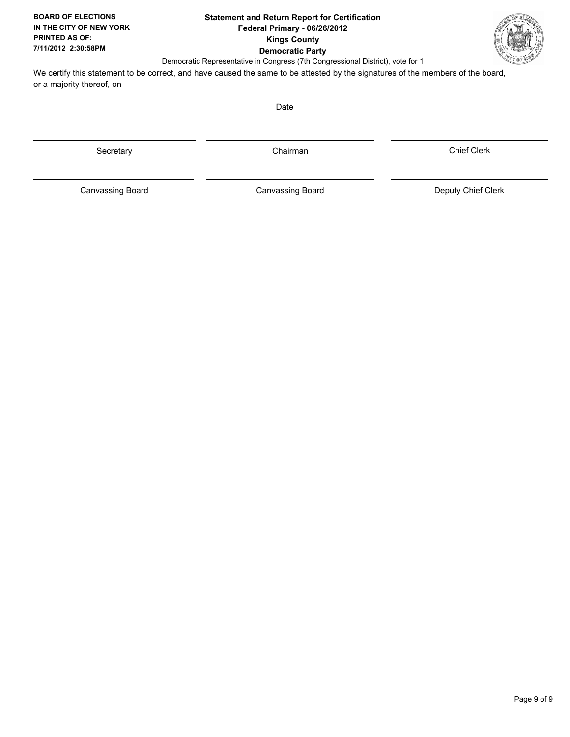**BOARD OF ELECTIONS IN THE CITY OF NEW YORK**
**PRINTED AS OF:**
**7/11/2012 2:30:58PM**

**Statement and Return Report for Certification**
**Federal Primary - 06/26/2012**
**Kings County**
**Democratic Party**

Democratic Representative in Congress (7th Congressional District), vote for 1

We certify this statement to be correct, and have caused the same to be attested by the signatures of the members of the board, or a majority thereof, on

______________________________
Date

| | | |
|---|---|---|
| Secretary | Chairman | Chief Clerk |
| Canvassing Board | Canvassing Board | Deputy Chief Clerk |